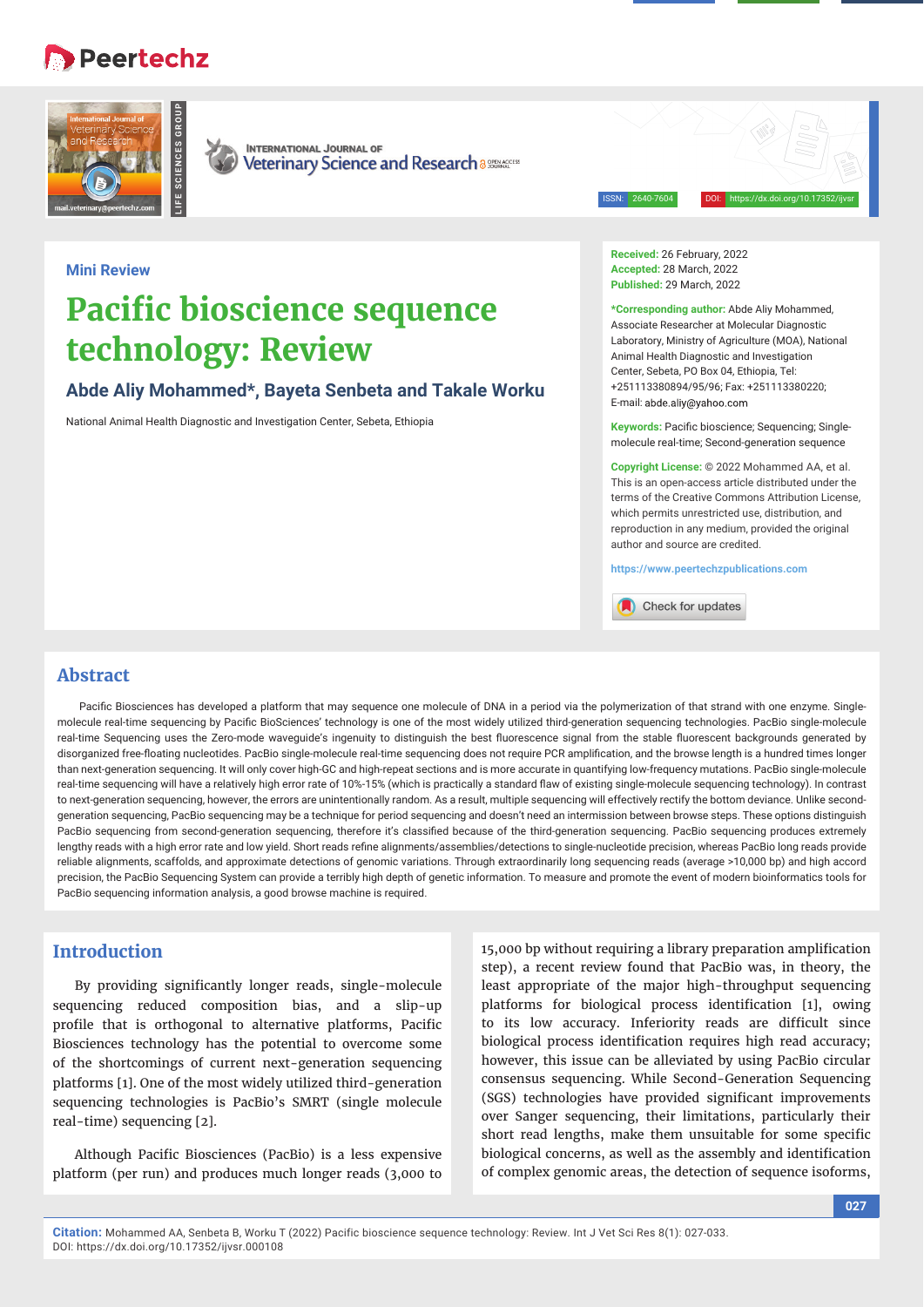Mini Review

# Pacific bioscience sequence technology: Review

**Abde Aliy Mohammed*, Bayeta Senbeta and Takale Worku**

National Animal Health Diagnostic and Investigation Center, Sebeta, Ethiopia

**Received:** 26 February, 2022
**Accepted:** 28 March, 2022
**Published:** 29 March, 2022

***Corresponding author:** Abde Aliy Mohammed, Associate Researcher at Molecular Diagnostic Laboratory, Ministry of Agriculture (MOA), National Animal Health Diagnostic and Investigation Center, Sebeta, PO Box 04, Ethiopia, Tel: +251113380894/95/96; Fax: +251113380220; E-mail: abde.aliy@yahoo.com

**Keywords:** Pacific bioscience; Sequencing; Single-molecule real-time; Second-generation sequence

**Copyright License:** © 2022 Mohammed AA, et al. This is an open-access article distributed under the terms of the Creative Commons Attribution License, which permits unrestricted use, distribution, and reproduction in any medium, provided the original author and source are credited.

https://www.peertechzpublications.com

## Abstract

Pacific Biosciences has developed a platform that may sequence one molecule of DNA in a period via the polymerization of that strand with one enzyme. Single-molecule real-time sequencing by Pacific BioSciences' technology is one of the most widely utilized third-generation sequencing technologies. PacBio single-molecule real-time Sequencing uses the Zero-mode waveguide's ingenuity to distinguish the best fluorescence signal from the stable fluorescent backgrounds generated by disorganized free-floating nucleotides. PacBio single-molecule real-time sequencing does not require PCR amplification, and the browse length is a hundred times longer than next-generation sequencing. It will only cover high-GC and high-repeat sections and is more accurate in quantifying low-frequency mutations. PacBio single-molecule real-time sequencing will have a relatively high error rate of 10%-15% (which is practically a standard flaw of existing single-molecule sequencing technology). In contrast to next-generation sequencing, however, the errors are unintentionally random. As a result, multiple sequencing will effectively rectify the bottom deviance. Unlike second-generation sequencing, PacBio sequencing may be a technique for period sequencing and doesn't need an intermission between browse steps. These options distinguish PacBio sequencing from second-generation sequencing, therefore it's classified because of the third-generation sequencing. PacBio sequencing produces extremely lengthy reads with a high error rate and low yield. Short reads refine alignments/assemblies/detections to single-nucleotide precision, whereas PacBio long reads provide reliable alignments, scaffolds, and approximate detections of genomic variations. Through extraordinarily long sequencing reads (average >10,000 bp) and high accord precision, the PacBio Sequencing System can provide a terribly high depth of genetic information. To measure and promote the event of modern bioinformatics tools for PacBio sequencing information analysis, a good browse machine is required.

## Introduction

By providing significantly longer reads, single-molecule sequencing reduced composition bias, and a slip-up profile that is orthogonal to alternative platforms, Pacific Biosciences technology has the potential to overcome some of the shortcomings of current next-generation sequencing platforms [1]. One of the most widely utilized third-generation sequencing technologies is PacBio's SMRT (single molecule real-time) sequencing [2].

Although Pacific Biosciences (PacBio) is a less expensive platform (per run) and produces much longer reads (3,000 to 15,000 bp without requiring a library preparation amplification step), a recent review found that PacBio was, in theory, the least appropriate of the major high-throughput sequencing platforms for biological process identification [1], owing to its low accuracy. Inferiority reads are difficult since biological process identification requires high read accuracy; however, this issue can be alleviated by using PacBio circular consensus sequencing. While Second-Generation Sequencing (SGS) technologies have provided significant improvements over Sanger sequencing, their limitations, particularly their short read lengths, make them unsuitable for some specific biological concerns, as well as the assembly and identification of complex genomic areas, the detection of sequence isoforms,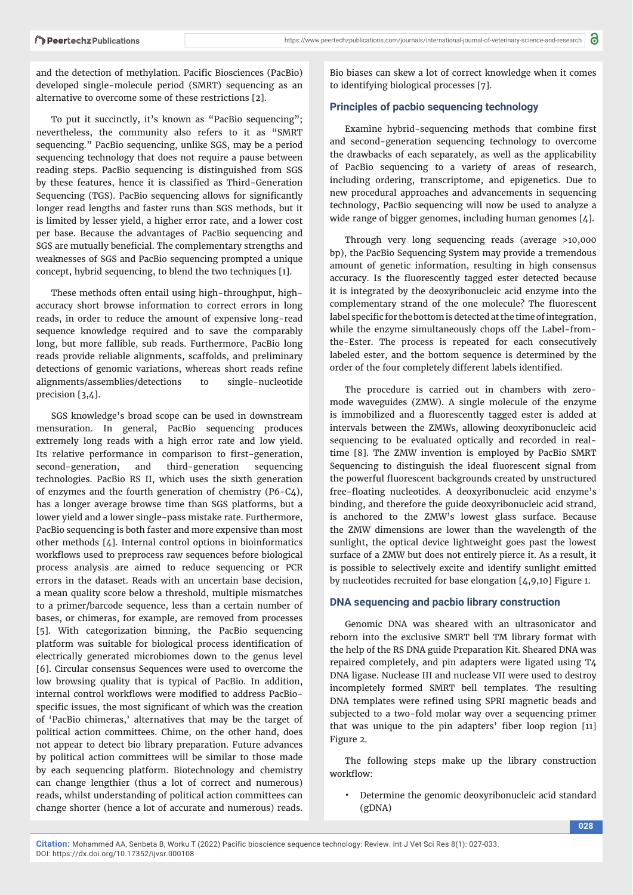and the detection of methylation. Pacific Biosciences (PacBio) developed single-molecule period (SMRT) sequencing as an alternative to overcome some of these restrictions [2].

To put it succinctly, it's known as "PacBio sequencing"; nevertheless, the community also refers to it as "SMRT sequencing." PacBio sequencing, unlike SGS, may be a period sequencing technology that does not require a pause between reading steps. PacBio sequencing is distinguished from SGS by these features, hence it is classified as Third-Generation Sequencing (TGS). PacBio sequencing allows for significantly longer read lengths and faster runs than SGS methods, but it is limited by lesser yield, a higher error rate, and a lower cost per base. Because the advantages of PacBio sequencing and SGS are mutually beneficial. The complementary strengths and weaknesses of SGS and PacBio sequencing prompted a unique concept, hybrid sequencing, to blend the two techniques [1].

These methods often entail using high-throughput, high-accuracy short browse information to correct errors in long reads, in order to reduce the amount of expensive long-read sequence knowledge required and to save the comparably long, but more fallible, sub reads. Furthermore, PacBio long reads provide reliable alignments, scaffolds, and preliminary detections of genomic variations, whereas short reads refine alignments/assemblies/detections to single-nucleotide precision [3,4].

SGS knowledge's broad scope can be used in downstream mensuration. In general, PacBio sequencing produces extremely long reads with a high error rate and low yield. Its relative performance in comparison to first-generation, second-generation, and third-generation sequencing technologies. PacBio RS II, which uses the sixth generation of enzymes and the fourth generation of chemistry (P6-C4), has a longer average browse time than SGS platforms, but a lower yield and a lower single-pass mistake rate. Furthermore, PacBio sequencing is both faster and more expensive than most other methods [4]. Internal control options in bioinformatics workflows used to preprocess raw sequences before biological process analysis are aimed to reduce sequencing or PCR errors in the dataset. Reads with an uncertain base decision, a mean quality score below a threshold, multiple mismatches to a primer/barcode sequence, less than a certain number of bases, or chimeras, for example, are removed from processes [5]. With categorization binning, the PacBio sequencing platform was suitable for biological process identification of electrically generated microbiomes down to the genus level [6]. Circular consensus Sequences were used to overcome the low browsing quality that is typical of PacBio. In addition, internal control workflows were modified to address PacBio-specific issues, the most significant of which was the creation of 'PacBio chimeras,' alternatives that may be the target of political action committees. Chime, on the other hand, does not appear to detect bio library preparation. Future advances by political action committees will be similar to those made by each sequencing platform. Biotechnology and chemistry can change lengthier (thus a lot of correct and numerous) reads, whilst understanding of political action committees can change shorter (hence a lot of accurate and numerous) reads. Bio biases can skew a lot of correct knowledge when it comes to identifying biological processes [7].

## Principles of pacbio sequencing technology

Examine hybrid-sequencing methods that combine first and second-generation sequencing technology to overcome the drawbacks of each separately, as well as the applicability of PacBio sequencing to a variety of areas of research, including ordering, transcriptome, and epigenetics. Due to new procedural approaches and advancements in sequencing technology, PacBio sequencing will now be used to analyze a wide range of bigger genomes, including human genomes [4].

Through very long sequencing reads (average >10,000 bp), the PacBio Sequencing System may provide a tremendous amount of genetic information, resulting in high consensus accuracy. Is the fluorescently tagged ester detected because it is integrated by the deoxyribonucleic acid enzyme into the complementary strand of the one molecule? The fluorescent label specific for the bottom is detected at the time of integration, while the enzyme simultaneously chops off the Label-from-the-Ester. The process is repeated for each consecutively labeled ester, and the bottom sequence is determined by the order of the four completely different labels identified.

The procedure is carried out in chambers with zero-mode waveguides (ZMW). A single molecule of the enzyme is immobilized and a fluorescently tagged ester is added at intervals between the ZMWs, allowing deoxyribonucleic acid sequencing to be evaluated optically and recorded in real-time [8]. The ZMW invention is employed by PacBio SMRT Sequencing to distinguish the ideal fluorescent signal from the powerful fluorescent backgrounds created by unstructured free-floating nucleotides. A deoxyribonucleic acid enzyme's binding, and therefore the guide deoxyribonucleic acid strand, is anchored to the ZMW's lowest glass surface. Because the ZMW dimensions are lower than the wavelength of the sunlight, the optical device lightweight goes past the lowest surface of a ZMW but does not entirely pierce it. As a result, it is possible to selectively excite and identify sunlight emitted by nucleotides recruited for base elongation [4,9,10] Figure 1.

## DNA sequencing and pacbio library construction

Genomic DNA was sheared with an ultrasonicator and reborn into the exclusive SMRT bell TM library format with the help of the RS DNA guide Preparation Kit. Sheared DNA was repaired completely, and pin adapters were ligated using T4 DNA ligase. Nuclease III and nuclease VII were used to destroy incompletely formed SMRT bell templates. The resulting DNA templates were refined using SPRI magnetic beads and subjected to a two-fold molar way over a sequencing primer that was unique to the pin adapters' fiber loop region [11] Figure 2.

The following steps make up the library construction workflow:

- Determine the genomic deoxyribonucleic acid standard (gDNA)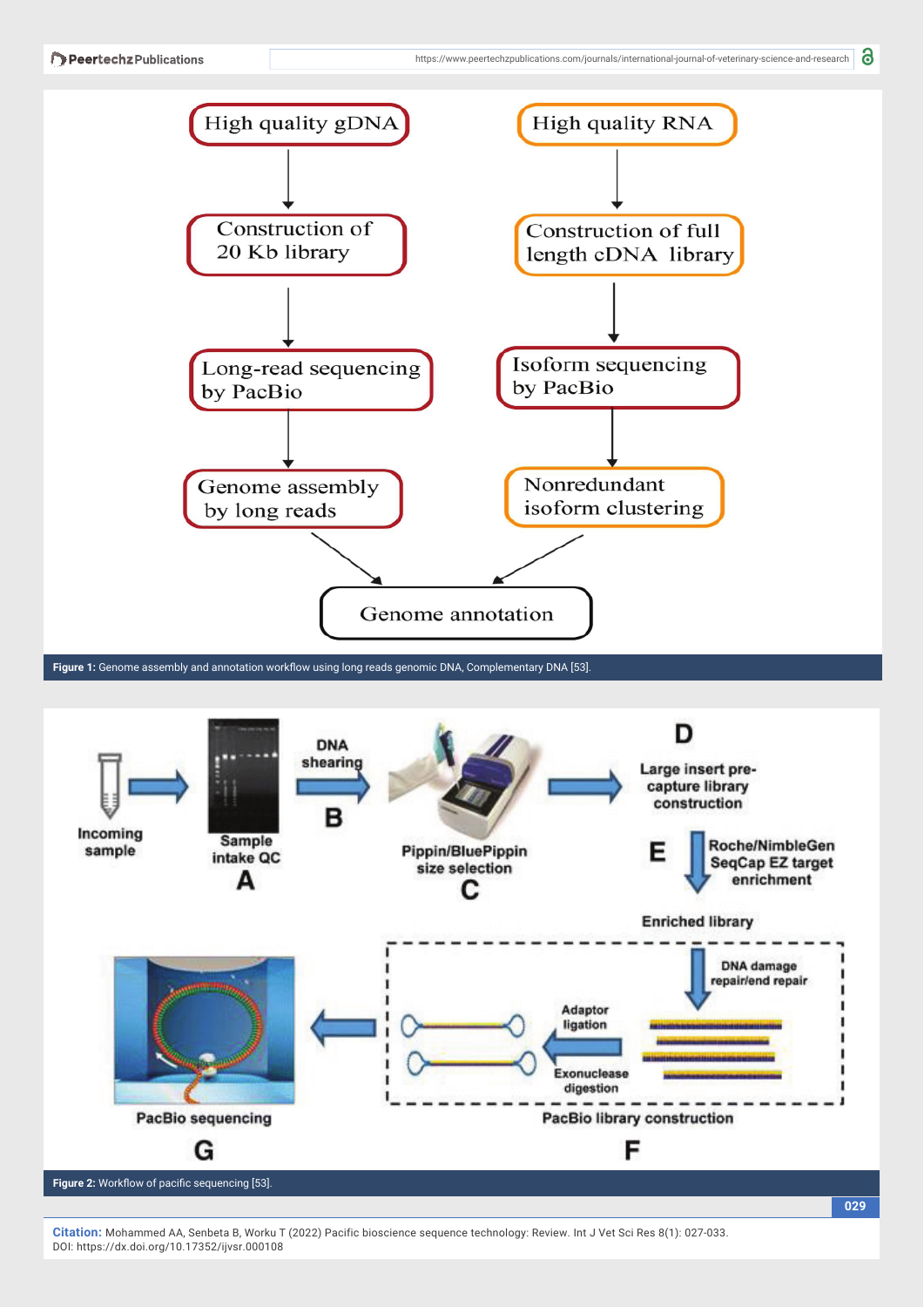Figure 1: Genome assembly and annotation workflow using long reads genomic DNA, Complementary DNA [53].

Figure 2: Workflow of pacific sequencing [53].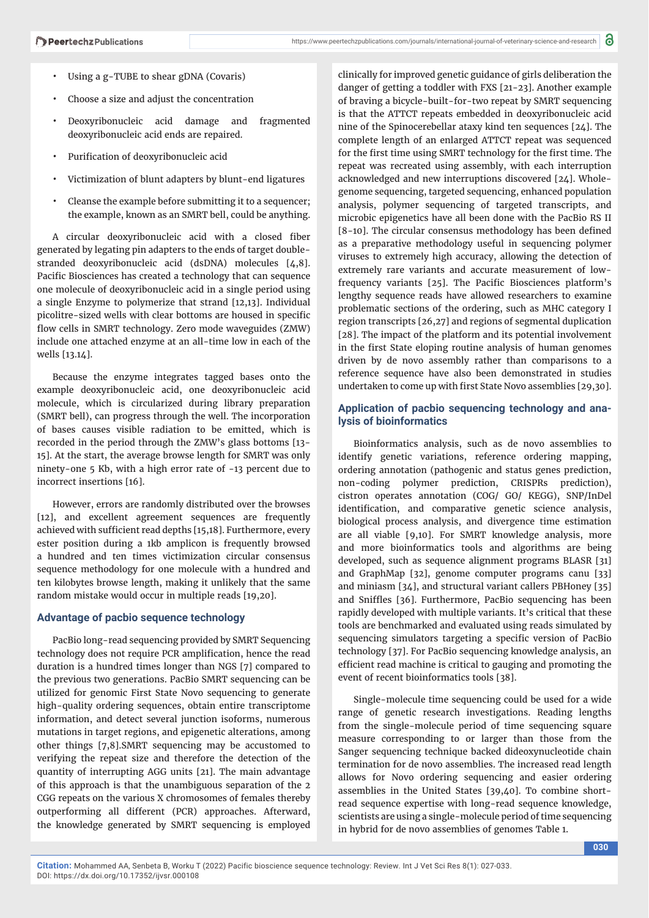- Using a g-TUBE to shear gDNA (Covaris)
- Choose a size and adjust the concentration
- Deoxyribonucleic acid damage and fragmented deoxyribonucleic acid ends are repaired.
- Purification of deoxyribonucleic acid
- Victimization of blunt adapters by blunt-end ligatures
- Cleanse the example before submitting it to a sequencer; the example, known as an SMRT bell, could be anything.

A circular deoxyribonucleic acid with a closed fiber generated by legating pin adapters to the ends of target double-stranded deoxyribonucleic acid (dsDNA) molecules [4,8]. Pacific Biosciences has created a technology that can sequence one molecule of deoxyribonucleic acid in a single period using a single Enzyme to polymerize that strand [12,13]. Individual picolitre-sized wells with clear bottoms are housed in specific flow cells in SMRT technology. Zero mode waveguides (ZMW) include one attached enzyme at an all-time low in each of the wells [13.14].

Because the enzyme integrates tagged bases onto the example deoxyribonucleic acid, one deoxyribonucleic acid molecule, which is circularized during library preparation (SMRT bell), can progress through the well. The incorporation of bases causes visible radiation to be emitted, which is recorded in the period through the ZMW's glass bottoms [13-15]. At the start, the average browse length for SMRT was only ninety-one 5 Kb, with a high error rate of -13 percent due to incorrect insertions [16].

However, errors are randomly distributed over the browses [12], and excellent agreement sequences are frequently achieved with sufficient read depths [15,18]. Furthermore, every ester position during a 1kb amplicon is frequently browsed a hundred and ten times victimization circular consensus sequence methodology for one molecule with a hundred and ten kilobytes browse length, making it unlikely that the same random mistake would occur in multiple reads [19,20].

## Advantage of pacbio sequence technology

PacBio long-read sequencing provided by SMRT Sequencing technology does not require PCR amplification, hence the read duration is a hundred times longer than NGS [7] compared to the previous two generations. PacBio SMRT sequencing can be utilized for genomic First State Novo sequencing to generate high-quality ordering sequences, obtain entire transcriptome information, and detect several junction isoforms, numerous mutations in target regions, and epigenetic alterations, among other things [7,8].SMRT sequencing may be accustomed to verifying the repeat size and therefore the detection of the quantity of interrupting AGG units [21]. The main advantage of this approach is that the unambiguous separation of the 2 CGG repeats on the various X chromosomes of females thereby outperforming all different (PCR) approaches. Afterward, the knowledge generated by SMRT sequencing is employed clinically for improved genetic guidance of girls deliberation the danger of getting a toddler with FXS [21-23]. Another example of braving a bicycle-built-for-two repeat by SMRT sequencing is that the ATTCT repeats embedded in deoxyribonucleic acid nine of the Spinocerebellar ataxy kind ten sequences [24]. The complete length of an enlarged ATTCT repeat was sequenced for the first time using SMRT technology for the first time. The repeat was recreated using assembly, with each interruption acknowledged and new interruptions discovered [24]. Whole-genome sequencing, targeted sequencing, enhanced population analysis, polymer sequencing of targeted transcripts, and microbic epigenetics have all been done with the PacBio RS II [8-10]. The circular consensus methodology has been defined as a preparative methodology useful in sequencing polymer viruses to extremely high accuracy, allowing the detection of extremely rare variants and accurate measurement of low-frequency variants [25]. The Pacific Biosciences platform's lengthy sequence reads have allowed researchers to examine problematic sections of the ordering, such as MHC category I region transcripts [26,27] and regions of segmental duplication [28]. The impact of the platform and its potential involvement in the first State eloping routine analysis of human genomes driven by de novo assembly rather than comparisons to a reference sequence have also been demonstrated in studies undertaken to come up with first State Novo assemblies [29,30].

## Application of pacbio sequencing technology and analysis of bioinformatics

Bioinformatics analysis, such as de novo assemblies to identify genetic variations, reference ordering mapping, ordering annotation (pathogenic and status genes prediction, non-coding polymer prediction, CRISPRs prediction), cistron operates annotation (COG/ GO/ KEGG), SNP/InDel identification, and comparative genetic science analysis, biological process analysis, and divergence time estimation are all viable [9,10]. For SMRT knowledge analysis, more and more bioinformatics tools and algorithms are being developed, such as sequence alignment programs BLASR [31] and GraphMap [32], genome computer programs canu [33] and miniasm [34], and structural variant callers PBHoney [35] and Sniffles [36]. Furthermore, PacBio sequencing has been rapidly developed with multiple variants. It's critical that these tools are benchmarked and evaluated using reads simulated by sequencing simulators targeting a specific version of PacBio technology [37]. For PacBio sequencing knowledge analysis, an efficient read machine is critical to gauging and promoting the event of recent bioinformatics tools [38].

Single-molecule time sequencing could be used for a wide range of genetic research investigations. Reading lengths from the single-molecule period of time sequencing square measure corresponding to or larger than those from the Sanger sequencing technique backed dideoxynucleotide chain termination for de novo assemblies. The increased read length allows for Novo ordering sequencing and easier ordering assemblies in the United States [39,40]. To combine short-read sequence expertise with long-read sequence knowledge, scientists are using a single-molecule period of time sequencing in hybrid for de novo assemblies of genomes Table 1.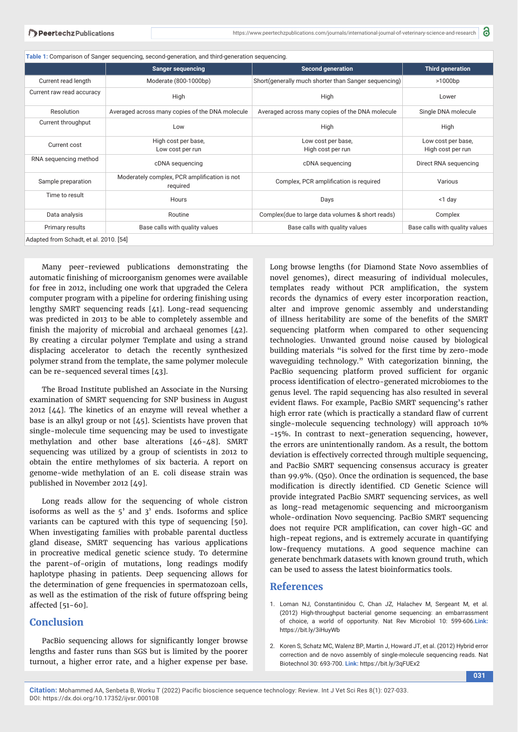Table 1: Comparison of Sanger sequencing, second-generation, and third-generation sequencing.

| | Sanger sequencing | Second generation | Third generation |
|---|---|---|---|
| Current read length | Moderate (800-1000bp) | Short(generally much shorter than Sanger sequencing) | >1000bp |
| Current raw read accuracy | High | High | Lower |
| Resolution | Averaged across many copies of the DNA molecule | Averaged across many copies of the DNA molecule | Single DNA molecule |
| Current throughput | Low | High | High |
| Current cost | High cost per base, Low cost per run | Low cost per base, High cost per run | Low cost per base, High cost per run |
| RNA sequencing method | cDNA sequencing | cDNA sequencing | Direct RNA sequencing |
| Sample preparation | Moderately complex, PCR amplification is not required | Complex, PCR amplification is required | Various |
| Time to result | Hours | Days | <1 day |
| Data analysis | Routine | Complex(due to large data volumes & short reads) | Complex |
| Primary results | Base calls with quality values | Base calls with quality values | Base calls with quality values |

Adapted from Schadt, et al. 2010. [54]

Many peer-reviewed publications demonstrating the automatic finishing of microorganism genomes were available for free in 2012, including one work that upgraded the Celera computer program with a pipeline for ordering finishing using lengthy SMRT sequencing reads [41]. Long-read sequencing was predicted in 2013 to be able to completely assemble and finish the majority of microbial and archaeal genomes [42]. By creating a circular polymer Template and using a strand displacing accelerator to detach the recently synthesized polymer strand from the template, the same polymer molecule can be re-sequenced several times [43].

The Broad Institute published an Associate in the Nursing examination of SMRT sequencing for SNP business in August 2012 [44]. The kinetics of an enzyme will reveal whether a base is an alkyl group or not [45]. Scientists have proven that single-molecule time sequencing may be used to investigate methylation and other base alterations [46-48]. SMRT sequencing was utilized by a group of scientists in 2012 to obtain the entire methylomes of six bacteria. A report on genome-wide methylation of an E. coli disease strain was published in November 2012 [49].

Long reads allow for the sequencing of whole cistron isoforms as well as the 5' and 3' ends. Isoforms and splice variants can be captured with this type of sequencing [50]. When investigating families with probable parental ductless gland disease, SMRT sequencing has various applications in procreative medical genetic science study. To determine the parent-of-origin of mutations, long readings modify haplotype phasing in patients. Deep sequencing allows for the determination of gene frequencies in spermatozoan cells, as well as the estimation of the risk of future offspring being affected [51-60].

## Conclusion

PacBio sequencing allows for significantly longer browse lengths and faster runs than SGS but is limited by the poorer turnout, a higher error rate, and a higher expense per base. Long browse lengths (for Diamond State Novo assemblies of novel genomes), direct measuring of individual molecules, templates ready without PCR amplification, the system records the dynamics of every ester incorporation reaction, alter and improve genomic assembly and understanding of illness heritability are some of the benefits of the SMRT sequencing platform when compared to other sequencing technologies. Unwanted ground noise caused by biological building materials "is solved for the first time by zero-mode waveguiding technology." With categorization binning, the PacBio sequencing platform proved sufficient for organic process identification of electro-generated microbiomes to the genus level. The rapid sequencing has also resulted in several evident flaws. For example, PacBio SMRT sequencing's rather high error rate (which is practically a standard flaw of current single-molecule sequencing technology) will approach 10% -15%. In contrast to next-generation sequencing, however, the errors are unintentionally random. As a result, the bottom deviation is effectively corrected through multiple sequencing, and PacBio SMRT sequencing consensus accuracy is greater than 99.9%. (Q50). Once the ordination is sequenced, the base modification is directly identified. CD Genetic Science will provide integrated PacBio SMRT sequencing services, as well as long-read metagenomic sequencing and microorganism whole-ordination Novo sequencing. PacBio SMRT sequencing does not require PCR amplification, can cover high-GC and high-repeat regions, and is extremely accurate in quantifying low-frequency mutations. A good sequence machine can generate benchmark datasets with known ground truth, which can be used to assess the latest bioinformatics tools.

## References

1. Loman NJ, Constantinidou C, Chan JZ, Halachev M, Sergeant M, et al. (2012) High-throughput bacterial genome sequencing: an embarrassment of choice, a world of opportunity. Nat Rev Microbiol 10: 599-606. **Link:** https://bit.ly/3iHuyWb

2. Koren S, Schatz MC, Walenz BP, Martin J, Howard JT, et al. (2012) Hybrid error correction and de novo assembly of single-molecule sequencing reads. Nat Biotechnol 30: 693-700. **Link:** https://bit.ly/3qFUEx2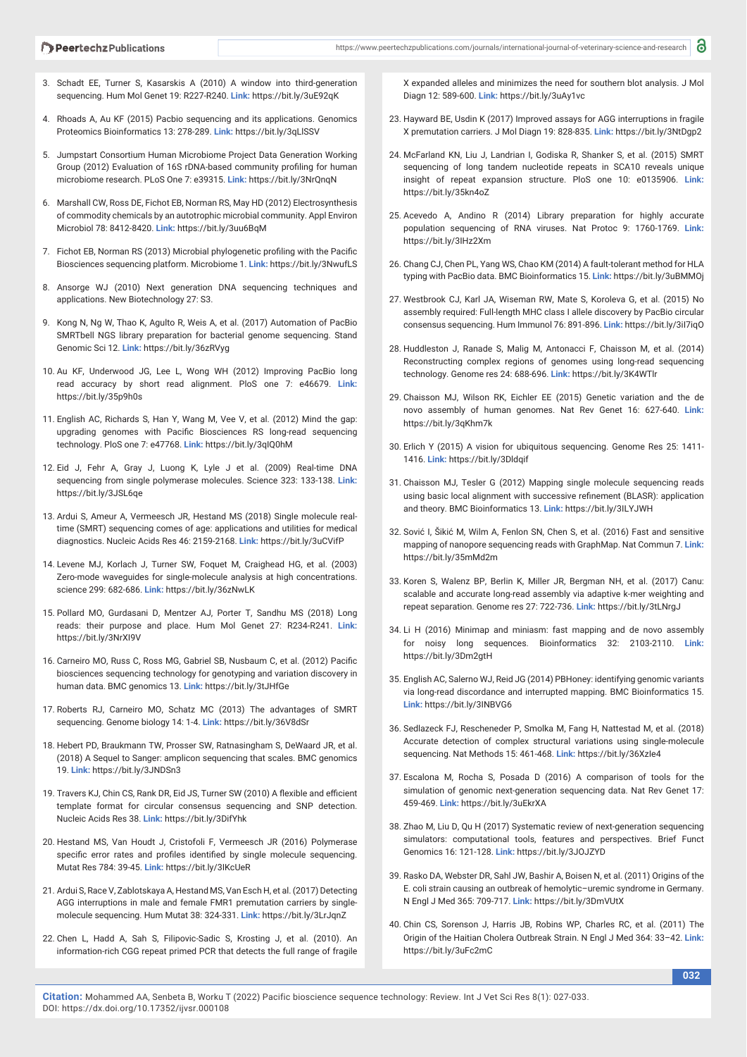3. Schadt EE, Turner S, Kasarskis A (2010) A window into third-generation sequencing. Hum Mol Genet 19: R227-R240. **Link:** https://bit.ly/3uE92qK

4. Rhoads A, Au KF (2015) Pacbio sequencing and its applications. Genomics Proteomics Bioinformatics 13: 278-289. **Link:** https://bit.ly/3qLlSSV

5. Jumpstart Consortium Human Microbiome Project Data Generation Working Group (2012) Evaluation of 16S rDNA-based community profiling for human microbiome research. PLoS One 7: e39315. **Link:** https://bit.ly/3NrQnqN

6. Marshall CW, Ross DE, Fichot EB, Norman RS, May HD (2012) Electrosynthesis of commodity chemicals by an autotrophic microbial community. Appl Environ Microbiol 78: 8412-8420. **Link:** https://bit.ly/3uu6BqM

7. Fichot EB, Norman RS (2013) Microbial phylogenetic profiling with the Pacific Biosciences sequencing platform. Microbiome 1. **Link:** https://bit.ly/3NwufLS

8. Ansorge WJ (2010) Next generation DNA sequencing techniques and applications. New Biotechnology 27: S3.

9. Kong N, Ng W, Thao K, Agulto R, Weis A, et al. (2017) Automation of PacBio SMRTbell NGS library preparation for bacterial genome sequencing. Stand Genomic Sci 12. **Link:** https://bit.ly/36zRVyg

10. Au KF, Underwood JG, Lee L, Wong WH (2012) Improving PacBio long read accuracy by short read alignment. PloS one 7: e46679. **Link:** https://bit.ly/35p9h0s

11. English AC, Richards S, Han Y, Wang M, Vee V, et al. (2012) Mind the gap: upgrading genomes with Pacific Biosciences RS long-read sequencing technology. PloS one 7: e47768. **Link:** https://bit.ly/3qlQ0hM

12. Eid J, Fehr A, Gray J, Luong K, Lyle J et al. (2009) Real-time DNA sequencing from single polymerase molecules. Science 323: 133-138. **Link:** https://bit.ly/3JSL6qe

13. Ardui S, Ameur A, Vermeesch JR, Hestand MS (2018) Single molecule real-time (SMRT) sequencing comes of age: applications and utilities for medical diagnostics. Nucleic Acids Res 46: 2159-2168. **Link:** https://bit.ly/3uCVifP

14. Levene MJ, Korlach J, Turner SW, Foquet M, Craighead HG, et al. (2003) Zero-mode waveguides for single-molecule analysis at high concentrations. science 299: 682-686. **Link:** https://bit.ly/36zNwLK

15. Pollard MO, Gurdasani D, Mentzer AJ, Porter T, Sandhu MS (2018) Long reads: their purpose and place. Hum Mol Genet 27: R234-R241. **Link:** https://bit.ly/3NrXI9V

16. Carneiro MO, Russ C, Ross MG, Gabriel SB, Nusbaum C, et al. (2012) Pacific biosciences sequencing technology for genotyping and variation discovery in human data. BMC genomics 13. **Link:** https://bit.ly/3tJHfGe

17. Roberts RJ, Carneiro MO, Schatz MC (2013) The advantages of SMRT sequencing. Genome biology 14: 1-4. **Link:** https://bit.ly/36V8dSr

18. Hebert PD, Braukmann TW, Prosser SW, Ratnasingham S, DeWaard JR, et al. (2018) A Sequel to Sanger: amplicon sequencing that scales. BMC genomics 19. **Link:** https://bit.ly/3JNDSn3

19. Travers KJ, Chin CS, Rank DR, Eid JS, Turner SW (2010) A flexible and efficient template format for circular consensus sequencing and SNP detection. Nucleic Acids Res 38. **Link:** https://bit.ly/3DifYhk

20. Hestand MS, Van Houdt J, Cristofoli F, Vermeesch JR (2016) Polymerase specific error rates and profiles identified by single molecule sequencing. Mutat Res 784: 39-45. **Link:** https://bit.ly/3IKcUeR

21. Ardui S, Race V, Zablotskaya A, Hestand MS, Van Esch H, et al. (2017) Detecting AGG interruptions in male and female FMR1 premutation carriers by single-molecule sequencing. Hum Mutat 38: 324-331. **Link:** https://bit.ly/3LrJqnZ

22. Chen L, Hadd A, Sah S, Filipovic-Sadic S, Krosting J, et al. (2010). An information-rich CGG repeat primed PCR that detects the full range of fragile X expanded alleles and minimizes the need for southern blot analysis. J Mol Diagn 12: 589-600. **Link:** https://bit.ly/3uAy1vc

23. Hayward BE, Usdin K (2017) Improved assays for AGG interruptions in fragile X premutation carriers. J Mol Diagn 19: 828-835. **Link:** https://bit.ly/3NtDgp2

24. McFarland KN, Liu J, Landrian I, Godiska R, Shanker S, et al. (2015) SMRT sequencing of long tandem nucleotide repeats in SCA10 reveals unique insight of repeat expansion structure. PloS one 10: e0135906. **Link:** https://bit.ly/35kn4oZ

25. Acevedo A, Andino R (2014) Library preparation for highly accurate population sequencing of RNA viruses. Nat Protoc 9: 1760-1769. **Link:** https://bit.ly/3IHz2Xm

26. Chang CJ, Chen PL, Yang WS, Chao KM (2014) A fault-tolerant method for HLA typing with PacBio data. BMC Bioinformatics 15. **Link:** https://bit.ly/3uBMMOj

27. Westbrook CJ, Karl JA, Wiseman RW, Mate S, Koroleva G, et al. (2015) No assembly required: Full-length MHC class I allele discovery by PacBio circular consensus sequencing. Hum Immunol 76: 891-896. **Link:** https://bit.ly/3iI7iqO

28. Huddleston J, Ranade S, Malig M, Antonacci F, Chaisson M, et al. (2014) Reconstructing complex regions of genomes using long-read sequencing technology. Genome res 24: 688-696. **Link:** https://bit.ly/3K4WTlr

29. Chaisson MJ, Wilson RK, Eichler EE (2015) Genetic variation and the de novo assembly of human genomes. Nat Rev Genet 16: 627-640. **Link:** https://bit.ly/3qKhm7k

30. Erlich Y (2015) A vision for ubiquitous sequencing. Genome Res 25: 1411-1416. **Link:** https://bit.ly/3Dldqif

31. Chaisson MJ, Tesler G (2012) Mapping single molecule sequencing reads using basic local alignment with successive refinement (BLASR): application and theory. BMC Bioinformatics 13. **Link:** https://bit.ly/3ILYJWH

32. Sović I, Šikić M, Wilm A, Fenlon SN, Chen S, et al. (2016) Fast and sensitive mapping of nanopore sequencing reads with GraphMap. Nat Commun 7. **Link:** https://bit.ly/35mMd2m

33. Koren S, Walenz BP, Berlin K, Miller JR, Bergman NH, et al. (2017) Canu: scalable and accurate long-read assembly via adaptive k-mer weighting and repeat separation. Genome res 27: 722-736. **Link:** https://bit.ly/3tLNrgJ

34. Li H (2016) Minimap and miniasm: fast mapping and de novo assembly for noisy long sequences. Bioinformatics 32: 2103-2110. **Link:** https://bit.ly/3Dm2gtH

35. English AC, Salerno WJ, Reid JG (2014) PBHoney: identifying genomic variants via long-read discordance and interrupted mapping. BMC Bioinformatics 15. **Link:** https://bit.ly/3INBVG6

36. Sedlazeck FJ, Rescheneder P, Smolka M, Fang H, Nattestad M, et al. (2018) Accurate detection of complex structural variations using single-molecule sequencing. Nat Methods 15: 461-468. **Link:** https://bit.ly/36Xzle4

37. Escalona M, Rocha S, Posada D (2016) A comparison of tools for the simulation of genomic next-generation sequencing data. Nat Rev Genet 17: 459-469. **Link:** https://bit.ly/3uEkrXA

38. Zhao M, Liu D, Qu H (2017) Systematic review of next-generation sequencing simulators: computational tools, features and perspectives. Brief Funct Genomics 16: 121-128. **Link:** https://bit.ly/3JOJZYD

39. Rasko DA, Webster DR, Sahl JW, Bashir A, Boisen N, et al. (2011) Origins of the E. coli strain causing an outbreak of hemolytic–uremic syndrome in Germany. N Engl J Med 365: 709-717. **Link:** https://bit.ly/3DmVUtX

40. Chin CS, Sorenson J, Harris JB, Robins WP, Charles RC, et al. (2011) The Origin of the Haitian Cholera Outbreak Strain. N Engl J Med 364: 33–42. **Link:** https://bit.ly/3uFc2mC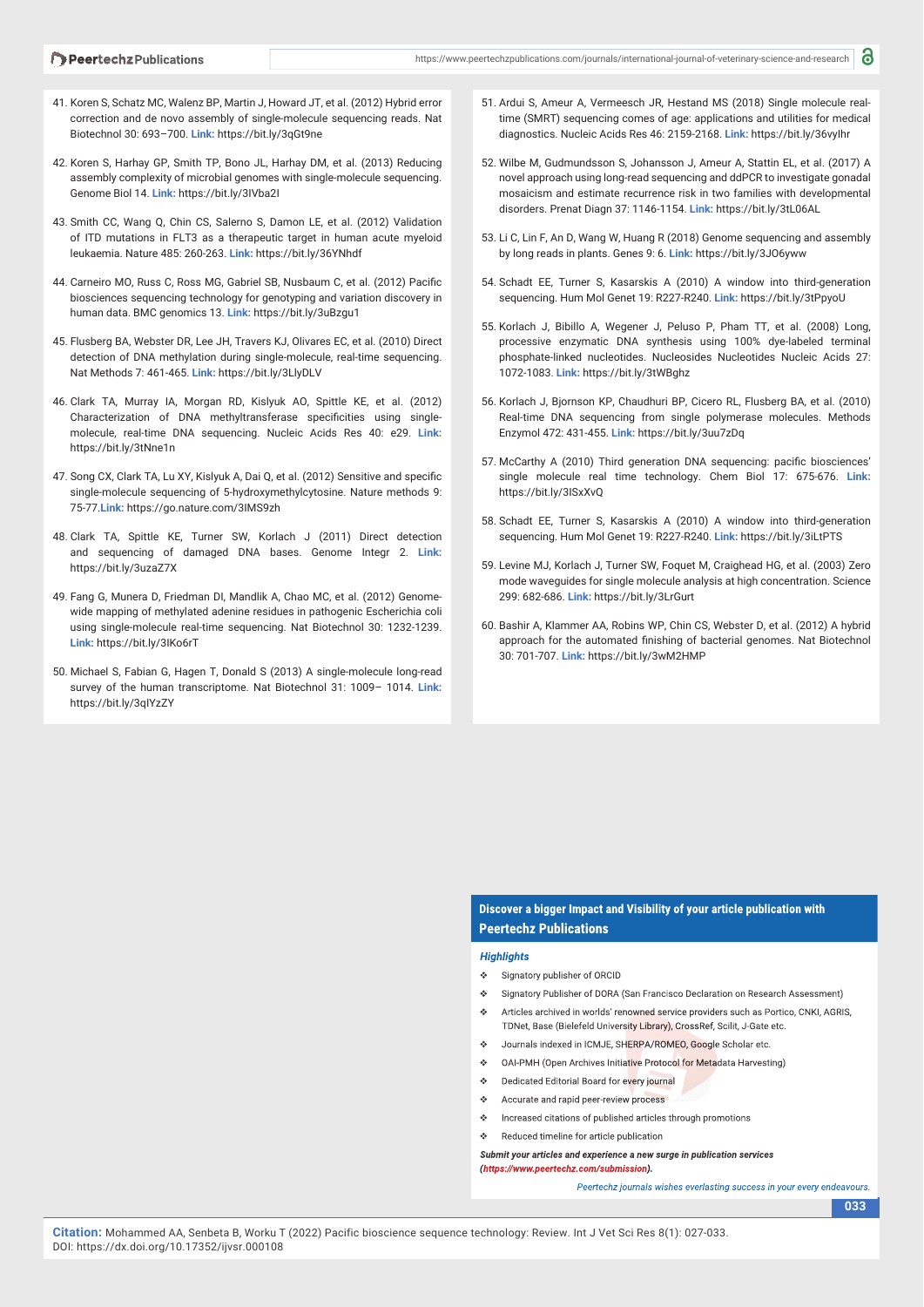41. Koren S, Schatz MC, Walenz BP, Martin J, Howard JT, et al. (2012) Hybrid error correction and de novo assembly of single-molecule sequencing reads. Nat Biotechnol 30: 693–700. **Link:** https://bit.ly/3qGt9ne

42. Koren S, Harhay GP, Smith TP, Bono JL, Harhay DM, et al. (2013) Reducing assembly complexity of microbial genomes with single-molecule sequencing. Genome Biol 14. **Link:** https://bit.ly/3IVba2I

43. Smith CC, Wang Q, Chin CS, Salerno S, Damon LE, et al. (2012) Validation of ITD mutations in FLT3 as a therapeutic target in human acute myeloid leukaemia. Nature 485: 260-263. **Link:** https://bit.ly/36YNhdf

44. Carneiro MO, Russ C, Ross MG, Gabriel SB, Nusbaum C, et al. (2012) Pacific biosciences sequencing technology for genotyping and variation discovery in human data. BMC genomics 13. **Link:** https://bit.ly/3uBzgu1

45. Flusberg BA, Webster DR, Lee JH, Travers KJ, Olivares EC, et al. (2010) Direct detection of DNA methylation during single-molecule, real-time sequencing. Nat Methods 7: 461-465. **Link:** https://bit.ly/3LlyDLV

46. Clark TA, Murray IA, Morgan RD, Kislyuk AO, Spittle KE, et al. (2012) Characterization of DNA methyltransferase specificities using single-molecule, real-time DNA sequencing. Nucleic Acids Res 40: e29. **Link:** https://bit.ly/3tNne1n

47. Song CX, Clark TA, Lu XY, Kislyuk A, Dai Q, et al. (2012) Sensitive and specific single-molecule sequencing of 5-hydroxymethylcytosine. Nature methods 9: 75-77.**Link:** https://go.nature.com/3IMS9zh

48. Clark TA, Spittle KE, Turner SW, Korlach J (2011) Direct detection and sequencing of damaged DNA bases. Genome Integr 2. **Link:** https://bit.ly/3uzaZ7X

49. Fang G, Munera D, Friedman DI, Mandlik A, Chao MC, et al. (2012) Genome-wide mapping of methylated adenine residues in pathogenic Escherichia coli using single-molecule real-time sequencing. Nat Biotechnol 30: 1232-1239. **Link:** https://bit.ly/3IKo6rT

50. Michael S, Fabian G, Hagen T, Donald S (2013) A single-molecule long-read survey of the human transcriptome. Nat Biotechnol 31: 1009– 1014. **Link:** https://bit.ly/3qIYzZY

51. Ardui S, Ameur A, Vermeesch JR, Hestand MS (2018) Single molecule real-time (SMRT) sequencing comes of age: applications and utilities for medical diagnostics. Nucleic Acids Res 46: 2159-2168. **Link:** https://bit.ly/36vylhr

52. Wilbe M, Gudmundsson S, Johansson J, Ameur A, Stattin EL, et al. (2017) A novel approach using long-read sequencing and ddPCR to investigate gonadal mosaicism and estimate recurrence risk in two families with developmental disorders. Prenat Diagn 37: 1146-1154. **Link:** https://bit.ly/3tL06AL

53. Li C, Lin F, An D, Wang W, Huang R (2018) Genome sequencing and assembly by long reads in plants. Genes 9: 6. **Link:** https://bit.ly/3JO6yww

54. Schadt EE, Turner S, Kasarskis A (2010) A window into third-generation sequencing. Hum Mol Genet 19: R227-R240. **Link:** https://bit.ly/3tPpyoU

55. Korlach J, Bibillo A, Wegener J, Peluso P, Pham TT, et al. (2008) Long, processive enzymatic DNA synthesis using 100% dye-labeled terminal phosphate-linked nucleotides. Nucleosides Nucleotides Nucleic Acids 27: 1072-1083. **Link:** https://bit.ly/3tWBghz

56. Korlach J, Bjornson KP, Chaudhuri BP, Cicero RL, Flusberg BA, et al. (2010) Real-time DNA sequencing from single polymerase molecules. Methods Enzymol 472: 431-455. **Link:** https://bit.ly/3uu7zDq

57. McCarthy A (2010) Third generation DNA sequencing: pacific biosciences' single molecule real time technology. Chem Biol 17: 675-676. **Link:** https://bit.ly/3ISxXvQ

58. Schadt EE, Turner S, Kasarskis A (2010) A window into third-generation sequencing. Hum Mol Genet 19: R227-R240. **Link:** https://bit.ly/3iLtPTS

59. Levine MJ, Korlach J, Turner SW, Foquet M, Craighead HG, et al. (2003) Zero mode waveguides for single molecule analysis at high concentration. Science 299: 682-686. **Link:** https://bit.ly/3LrGurt

60. Bashir A, Klammer AA, Robins WP, Chin CS, Webster D, et al. (2012) A hybrid approach for the automated finishing of bacterial genomes. Nat Biotechnol 30: 701-707. **Link:** https://bit.ly/3wM2HMP

**Discover a bigger Impact and Visibility of your article publication with Peertechz Publications**

***Highlights***

- Signatory publisher of ORCID
- Signatory Publisher of DORA (San Francisco Declaration on Research Assessment)
- Articles archived in worlds' renowned service providers such as Portico, CNKI, AGRIS, TDNet, Base (Bielefeld University Library), CrossRef, Scilit, J-Gate etc.
- Journals indexed in ICMJE, SHERPA/ROMEO, Google Scholar etc.
- OAI-PMH (Open Archives Initiative Protocol for Metadata Harvesting)
- Dedicated Editorial Board for every journal
- Accurate and rapid peer-review process
- Increased citations of published articles through promotions
- Reduced timeline for article publication

***Submit your articles and experience a new surge in publication services (https://www.peertechz.com/submission).***

*Peertechz journals wishes everlasting success in your every endeavours.*